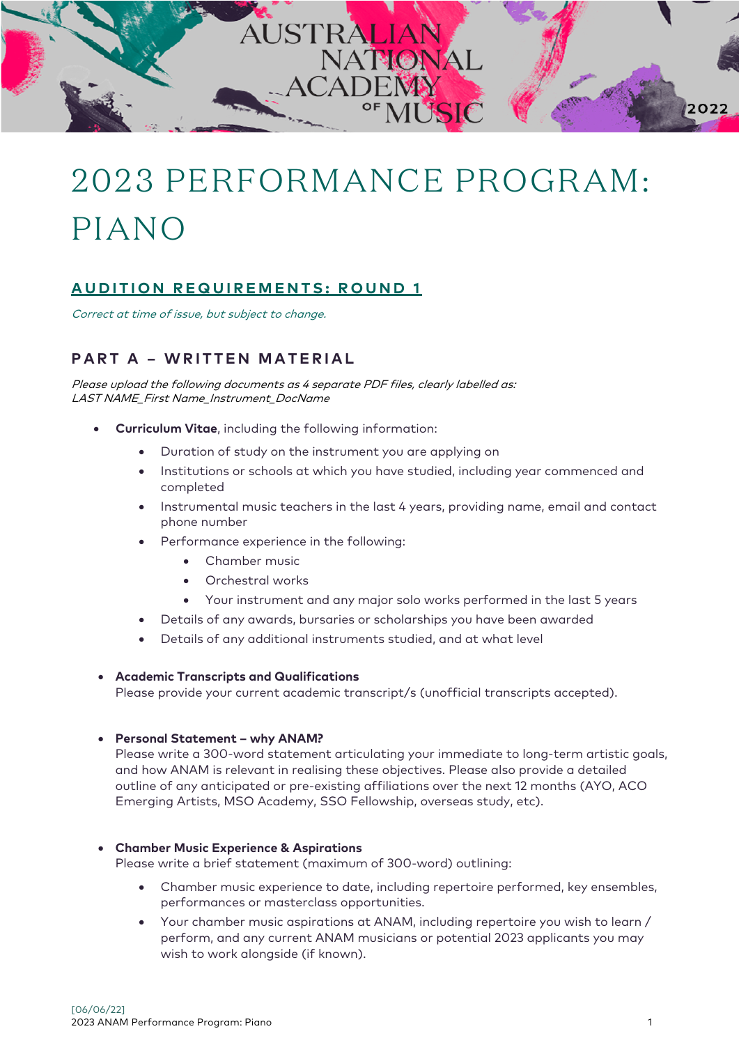# 2023 PERFORMANCE PROGRAM: PIANO

## AUDITION REQUIREMENTS: ROUND 1

*Correct at time of issue, but subject to change.*

### PART A – WRITTEN MATERIAL

*Please upload the following documents as 4 separate PDF files, clearly labelled as: LAST NAME_First Name_Instrument_DocName*

- **Curriculum Vitae**, including the following information:
  - Duration of study on the instrument you are applying on
  - Institutions or schools at which you have studied, including year commenced and completed
  - Instrumental music teachers in the last 4 years, providing name, email and contact phone number
  - Performance experience in the following:
    - Chamber music
    - Orchestral works
    - Your instrument and any major solo works performed in the last 5 years
  - Details of any awards, bursaries or scholarships you have been awarded
  - Details of any additional instruments studied, and at what level

- **Academic Transcripts and Qualifications**
  Please provide your current academic transcript/s (unofficial transcripts accepted).

- **Personal Statement – why ANAM?**
  Please write a 300-word statement articulating your immediate to long-term artistic goals, and how ANAM is relevant in realising these objectives. Please also provide a detailed outline of any anticipated or pre-existing affiliations over the next 12 months (AYO, ACO Emerging Artists, MSO Academy, SSO Fellowship, overseas study, etc).

- **Chamber Music Experience & Aspirations**
  Please write a brief statement (maximum of 300-word) outlining:
  - Chamber music experience to date, including repertoire performed, key ensembles, performances or masterclass opportunities.
  - Your chamber music aspirations at ANAM, including repertoire you wish to learn / perform, and any current ANAM musicians or potential 2023 applicants you may wish to work alongside (if known).

[06/06/22]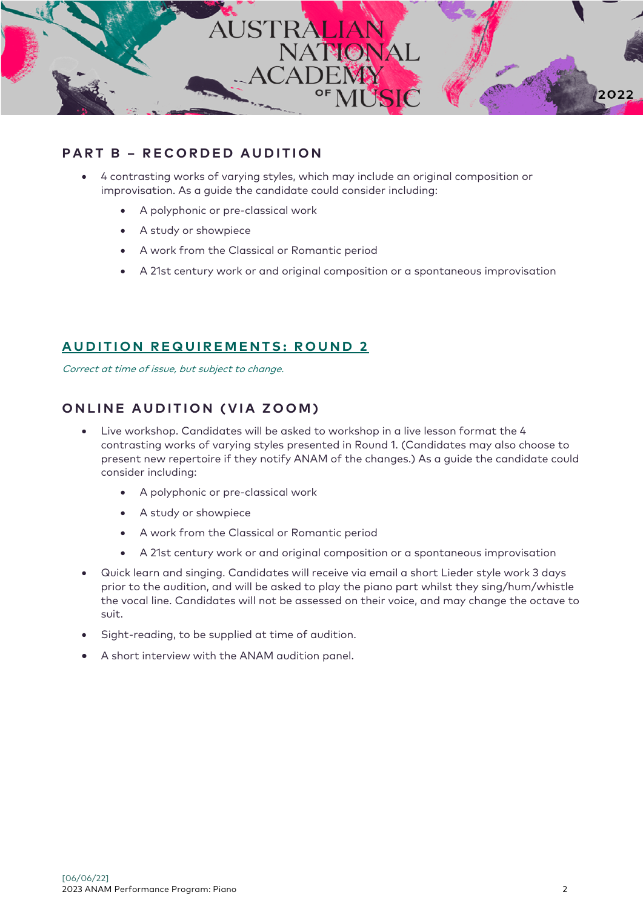## PART B – RECORDED AUDITION

- 4 contrasting works of varying styles, which may include an original composition or improvisation. As a guide the candidate could consider including:
    - A polyphonic or pre-classical work
    - A study or showpiece
    - A work from the Classical or Romantic period
    - A 21st century work or and original composition or a spontaneous improvisation

## AUDITION REQUIREMENTS: ROUND 2

*Correct at time of issue, but subject to change.*

## ONLINE AUDITION (VIA ZOOM)

- Live workshop. Candidates will be asked to workshop in a live lesson format the 4 contrasting works of varying styles presented in Round 1. (Candidates may also choose to present new repertoire if they notify ANAM of the changes.) As a guide the candidate could consider including:
    - A polyphonic or pre-classical work
    - A study or showpiece
    - A work from the Classical or Romantic period
    - A 21st century work or and original composition or a spontaneous improvisation
- Quick learn and singing. Candidates will receive via email a short Lieder style work 3 days prior to the audition, and will be asked to play the piano part whilst they sing/hum/whistle the vocal line. Candidates will not be assessed on their voice, and may change the octave to suit.
- Sight-reading, to be supplied at time of audition.
- A short interview with the ANAM audition panel.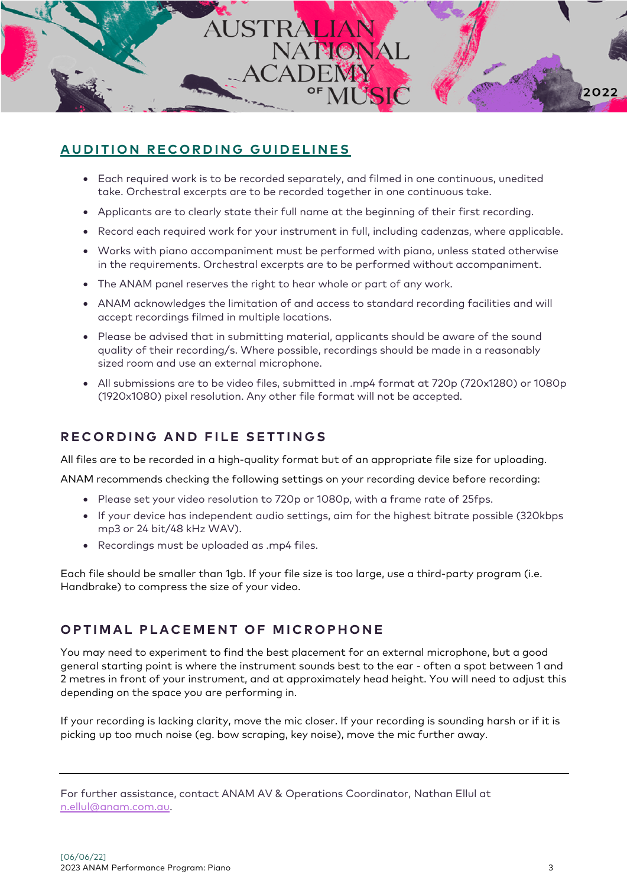## AUDITION RECORDING GUIDELINES

- Each required work is to be recorded separately, and filmed in one continuous, unedited take. Orchestral excerpts are to be recorded together in one continuous take.
- Applicants are to clearly state their full name at the beginning of their first recording.
- Record each required work for your instrument in full, including cadenzas, where applicable.
- Works with piano accompaniment must be performed with piano, unless stated otherwise in the requirements. Orchestral excerpts are to be performed without accompaniment.
- The ANAM panel reserves the right to hear whole or part of any work.
- ANAM acknowledges the limitation of and access to standard recording facilities and will accept recordings filmed in multiple locations.
- Please be advised that in submitting material, applicants should be aware of the sound quality of their recording/s. Where possible, recordings should be made in a reasonably sized room and use an external microphone.
- All submissions are to be video files, submitted in .mp4 format at 720p (720x1280) or 1080p (1920x1080) pixel resolution. Any other file format will not be accepted.

## RECORDING AND FILE SETTINGS

All files are to be recorded in a high-quality format but of an appropriate file size for uploading.

ANAM recommends checking the following settings on your recording device before recording:

- Please set your video resolution to 720p or 1080p, with a frame rate of 25fps.
- If your device has independent audio settings, aim for the highest bitrate possible (320kbps mp3 or 24 bit/48 kHz WAV).
- Recordings must be uploaded as .mp4 files.

Each file should be smaller than 1gb. If your file size is too large, use a third-party program (i.e. Handbrake) to compress the size of your video.

## OPTIMAL PLACEMENT OF MICROPHONE

You may need to experiment to find the best placement for an external microphone, but a good general starting point is where the instrument sounds best to the ear - often a spot between 1 and 2 metres in front of your instrument, and at approximately head height. You will need to adjust this depending on the space you are performing in.

If your recording is lacking clarity, move the mic closer. If your recording is sounding harsh or if it is picking up too much noise (eg. bow scraping, key noise), move the mic further away.

---

For further assistance, contact ANAM AV & Operations Coordinator, Nathan Ellul at n.ellul@anam.com.au.